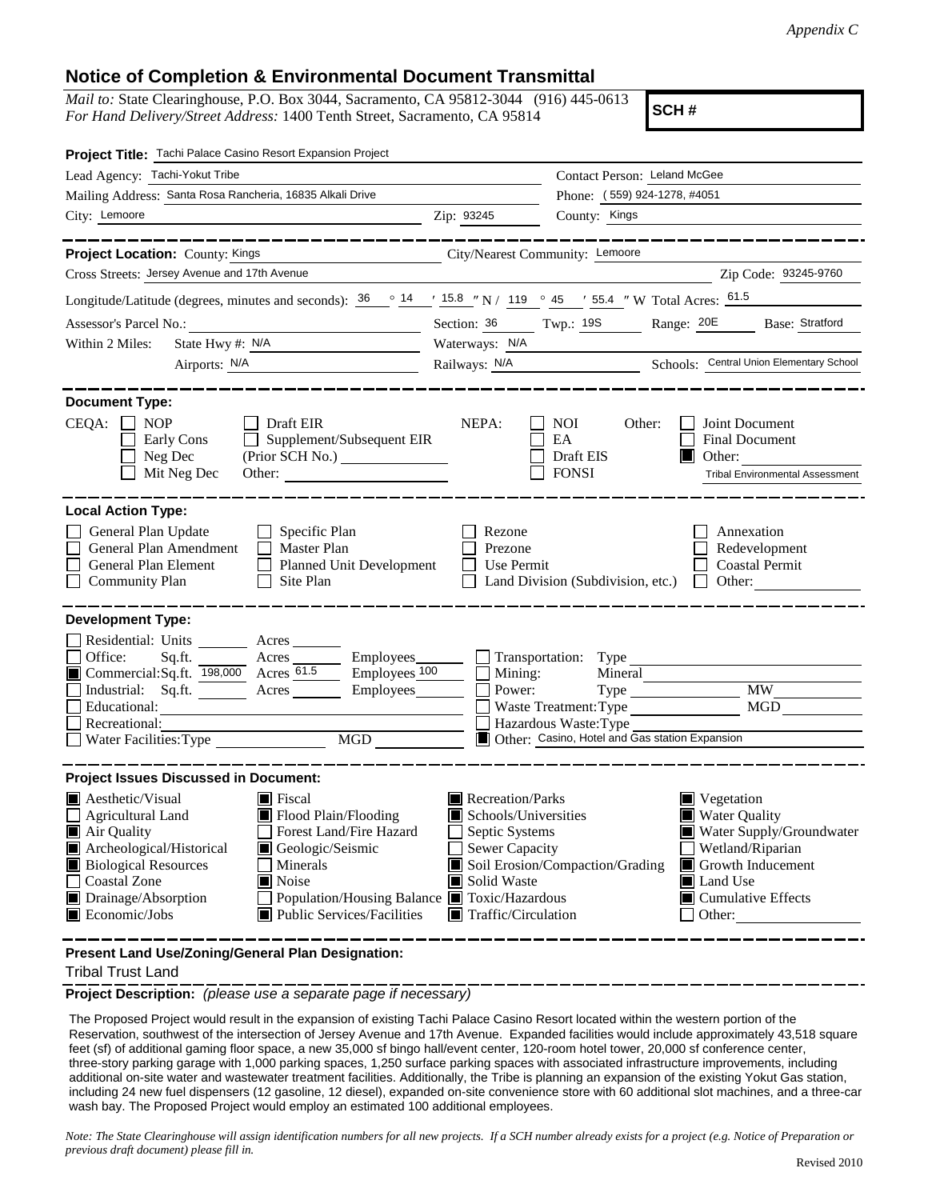*Appendix C*

# Notice of Completion & Environmental Document Transmittal

*Mail to:* State Clearinghouse, P.O. Box 3044, Sacramento, CA 95812-3044 (916) 445-0613
*For Hand Delivery/Street Address:* 1400 Tenth Street, Sacramento, CA 95814

**SCH #**

**Project Title:** Tachi Palace Casino Resort Expansion Project

Lead Agency: Tachi-Yokut Tribe
Contact Person: Leland McGee
Mailing Address: Santa Rosa Rancheria, 16835 Alkali Drive
Phone: (559) 924-1278, #4051
City: Lemoore
Zip: 93245
County: Kings

**Project Location:** County: Kings
City/Nearest Community: Lemoore
Cross Streets: Jersey Avenue and 17th Avenue
Zip Code: 93245-9760
Longitude/Latitude (degrees, minutes and seconds): 36 ° 14 ′ 15.8 ″ N / 119 ° 45 ′ 55.4 ″ W Total Acres: 61.5
Assessor's Parcel No.:
Section: 36 Twp.: 19S Range: 20E Base: Stratford
Within 2 Miles: State Hwy #: N/A
Waterways: N/A
Airports: N/A
Railways: N/A
Schools: Central Union Elementary School

**Document Type:**

CEQA: ☐ NOP ☐ Draft EIR ☐ Early Cons ☐ Supplement/Subsequent EIR ☐ Neg Dec (Prior SCH No.) ☐ Mit Neg Dec Other:

NEPA: ☐ NOI ☐ EA ☐ Draft EIS ☐ FONSI

Other: ☐ Joint Document ☐ Final Document ■ Other: Tribal Environmental Assessment

**Local Action Type:**

☐ General Plan Update ☐ Specific Plan ☐ Rezone ☐ Annexation
☐ General Plan Amendment ☐ Master Plan ☐ Prezone ☐ Redevelopment
☐ General Plan Element ☐ Planned Unit Development ☐ Use Permit ☐ Coastal Permit
☐ Community Plan ☐ Site Plan ☐ Land Division (Subdivision, etc.) ☐ Other:

**Development Type:**

☐ Residential: Units Acres
☐ Office: Sq.ft. Acres Employees
■ Commercial: Sq.ft. 198,000 Acres 61.5 Employees 100
☐ Industrial: Sq.ft. Acres Employees
☐ Educational:
☐ Recreational:
☐ Water Facilities: Type MGD
☐ Transportation: Type
☐ Mining: Mineral
☐ Power: Type MW
☐ Waste Treatment: Type MGD
☐ Hazardous Waste: Type
■ Other: Casino, Hotel and Gas station Expansion

**Project Issues Discussed in Document:**

■ Aesthetic/Visual ■ Fiscal ■ Recreation/Parks ■ Vegetation
☐ Agricultural Land ■ Flood Plain/Flooding ■ Schools/Universities ■ Water Quality
■ Air Quality ☐ Forest Land/Fire Hazard ☐ Septic Systems ■ Water Supply/Groundwater
■ Archeological/Historical ■ Geologic/Seismic ☐ Sewer Capacity ☐ Wetland/Riparian
■ Biological Resources ☐ Minerals ■ Soil Erosion/Compaction/Grading ■ Growth Inducement
☐ Coastal Zone ■ Noise ■ Solid Waste ■ Land Use
■ Drainage/Absorption ☐ Population/Housing Balance ■ Toxic/Hazardous ■ Cumulative Effects
■ Economic/Jobs ■ Public Services/Facilities ■ Traffic/Circulation ☐ Other:

**Present Land Use/Zoning/General Plan Designation:**

Tribal Trust Land

**Project Description:** *(please use a separate page if necessary)*

The Proposed Project would result in the expansion of existing Tachi Palace Casino Resort located within the western portion of the Reservation, southwest of the intersection of Jersey Avenue and 17th Avenue. Expanded facilities would include approximately 43,518 square feet (sf) of additional gaming floor space, a new 35,000 sf bingo hall/event center, 120-room hotel tower, 20,000 sf conference center, three-story parking garage with 1,000 parking spaces, 1,250 surface parking spaces with associated infrastructure improvements, including additional on-site water and wastewater treatment facilities. Additionally, the Tribe is planning an expansion of the existing Yokut Gas station, including 24 new fuel dispensers (12 gasoline, 12 diesel), expanded on-site convenience store with 60 additional slot machines, and a three-car wash bay. The Proposed Project would employ an estimated 100 additional employees.

*Note: The State Clearinghouse will assign identification numbers for all new projects. If a SCH number already exists for a project (e.g. Notice of Preparation or previous draft document) please fill in.*

Revised 2010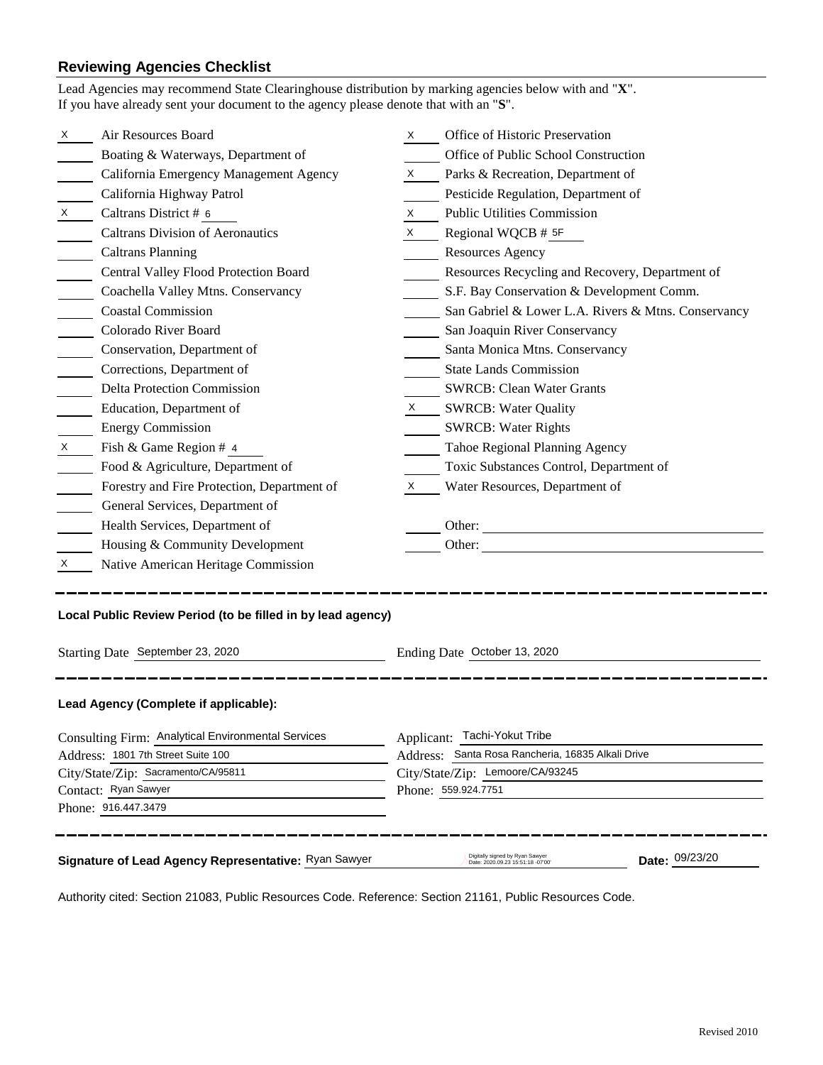## Reviewing Agencies Checklist

Lead Agencies may recommend State Clearinghouse distribution by marking agencies below with and "**X**".
If you have already sent your document to the agency please denote that with an "**S**".

| | | | |
|---|---|---|---|
| X | Air Resources Board | X | Office of Historic Preservation |
| | Boating & Waterways, Department of | | Office of Public School Construction |
| | California Emergency Management Agency | X | Parks & Recreation, Department of |
| | California Highway Patrol | | Pesticide Regulation, Department of |
| X | Caltrans District # 6 | X | Public Utilities Commission |
| | Caltrans Division of Aeronautics | X | Regional WQCB # 5F |
| | Caltrans Planning | | Resources Agency |
| | Central Valley Flood Protection Board | | Resources Recycling and Recovery, Department of |
| | Coachella Valley Mtns. Conservancy | | S.F. Bay Conservation & Development Comm. |
| | Coastal Commission | | San Gabriel & Lower L.A. Rivers & Mtns. Conservancy |
| | Colorado River Board | | San Joaquin River Conservancy |
| | Conservation, Department of | | Santa Monica Mtns. Conservancy |
| | Corrections, Department of | | State Lands Commission |
| | Delta Protection Commission | | SWRCB: Clean Water Grants |
| | Education, Department of | X | SWRCB: Water Quality |
| | Energy Commission | | SWRCB: Water Rights |
| X | Fish & Game Region # 4 | | Tahoe Regional Planning Agency |
| | Food & Agriculture, Department of | | Toxic Substances Control, Department of |
| | Forestry and Fire Protection, Department of | X | Water Resources, Department of |
| | General Services, Department of | | |
| | Health Services, Department of | | Other: |
| | Housing & Community Development | | Other: |
| X | Native American Heritage Commission | | |

---

### Local Public Review Period (to be filled in by lead agency)

Starting Date September 23, 2020

Ending Date October 13, 2020

---

### Lead Agency (Complete if applicable):

Consulting Firm: Analytical Environmental Services
Address: 1801 7th Street Suite 100
City/State/Zip: Sacramento/CA/95811
Contact: Ryan Sawyer
Phone: 916.447.3479

Applicant: Tachi-Yokut Tribe
Address: Santa Rosa Rancheria, 16835 Alkali Drive
City/State/Zip: Lemoore/CA/93245
Phone: 559.924.7751

---

**Signature of Lead Agency Representative:** Ryan Sawyer

Digitally signed by Ryan Sawyer
Date: 2020.09.23 15:51:18 -07'00'

**Date:** 09/23/20

Authority cited: Section 21083, Public Resources Code. Reference: Section 21161, Public Resources Code.

Revised 2010